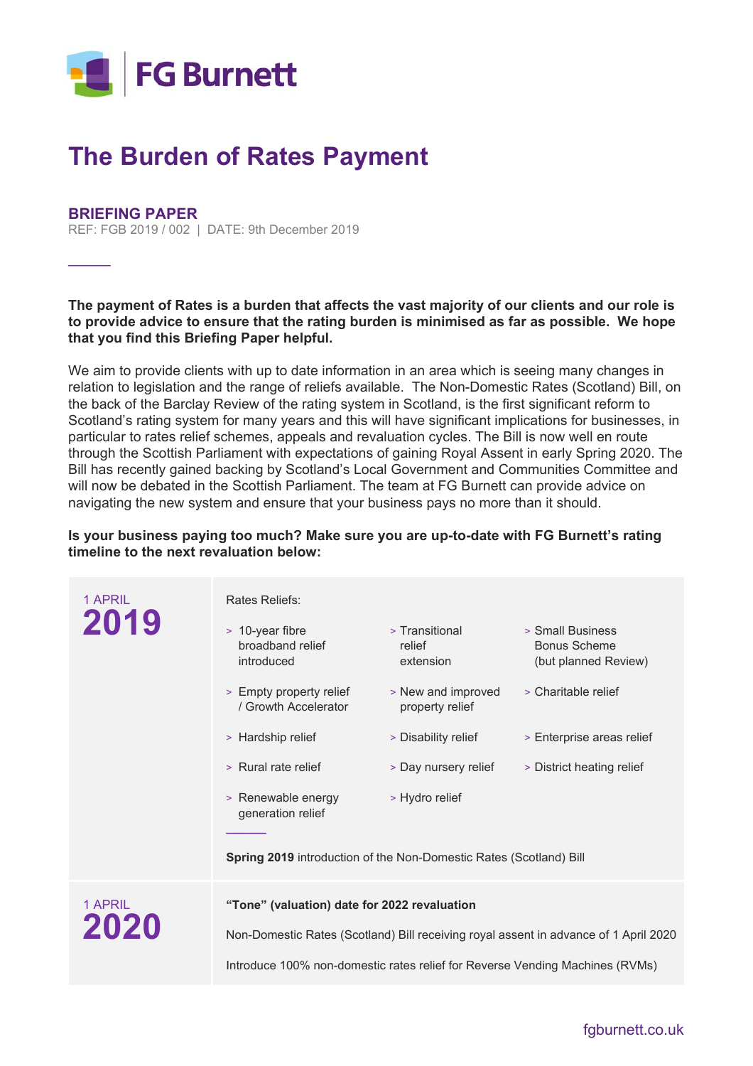FG Burnett

# The Burden of Rates Payment

## BRIEFING PAPER

REF: FGB 2019 / 002 | DATE: 9th December 2019

**The payment of Rates is a burden that affects the vast majority of our clients and our role is to provide advice to ensure that the rating burden is minimised as far as possible. We hope that you find this Briefing Paper helpful.**

We aim to provide clients with up to date information in an area which is seeing many changes in relation to legislation and the range of reliefs available. The Non-Domestic Rates (Scotland) Bill, on the back of the Barclay Review of the rating system in Scotland, is the first significant reform to Scotland's rating system for many years and this will have significant implications for businesses, in particular to rates relief schemes, appeals and revaluation cycles. The Bill is now well en route through the Scottish Parliament with expectations of gaining Royal Assent in early Spring 2020. The Bill has recently gained backing by Scotland's Local Government and Communities Committee and will now be debated in the Scottish Parliament. The team at FG Burnett can provide advice on navigating the new system and ensure that your business pays no more than it should.

**Is your business paying too much? Make sure you are up-to-date with FG Burnett's rating timeline to the next revaluation below:**

### 1 APRIL 2019

Rates Reliefs:

- 10-year fibre broadband relief introduced
- Transitional relief extension
- Small Business Bonus Scheme (but planned Review)
- Empty property relief / Growth Accelerator
- New and improved property relief
- Charitable relief
- Hardship relief
- Disability relief
- Enterprise areas relief
- Rural rate relief
- Day nursery relief
- District heating relief
- Renewable energy generation relief
- Hydro relief

**Spring 2019** introduction of the Non-Domestic Rates (Scotland) Bill

### 1 APRIL 2020

**"Tone" (valuation) date for 2022 revaluation**

Non-Domestic Rates (Scotland) Bill receiving royal assent in advance of 1 April 2020

Introduce 100% non-domestic rates relief for Reverse Vending Machines (RVMs)

fgburnett.co.uk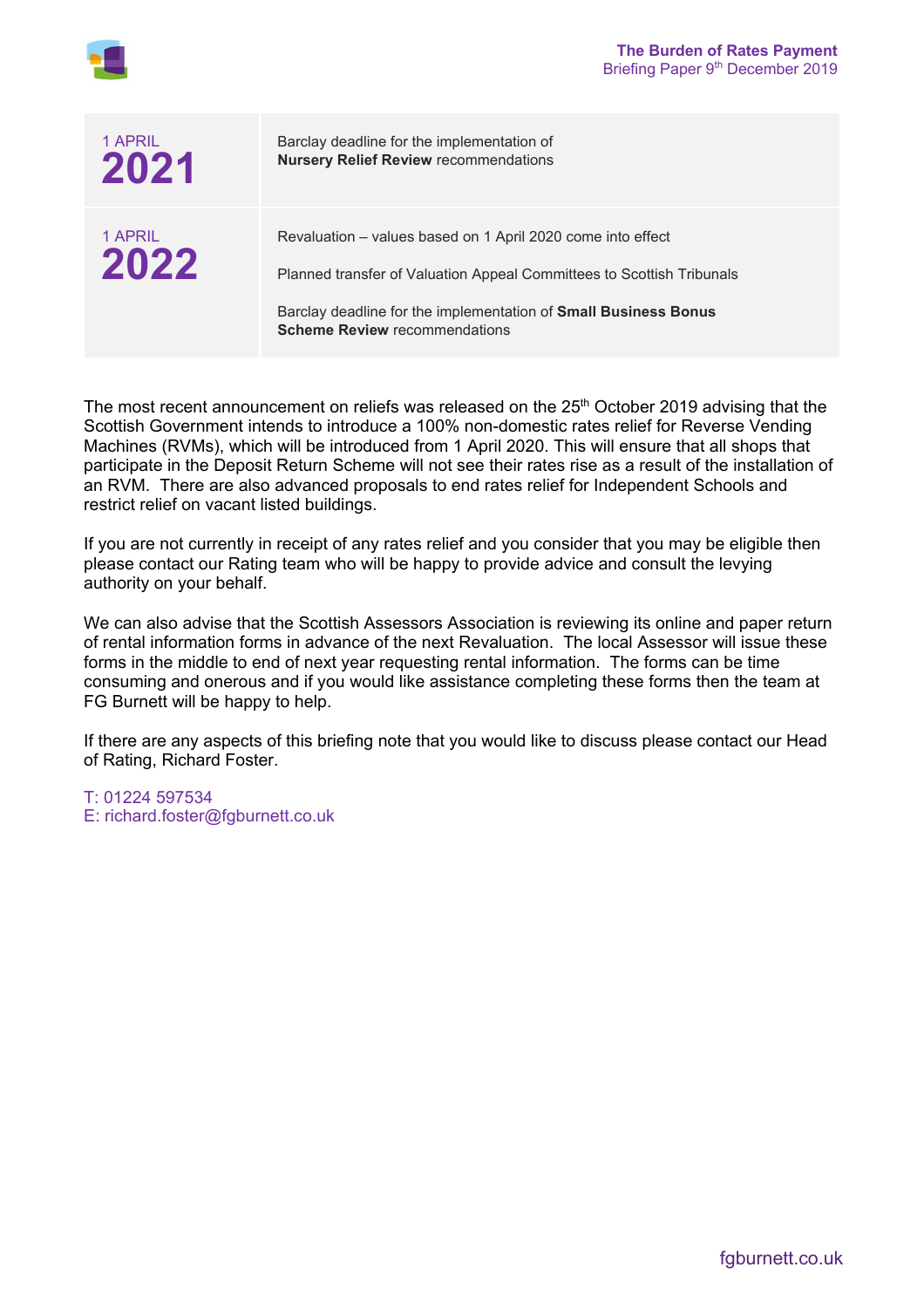| | |
|---|---|
| 1 APRIL **2021** | Barclay deadline for the implementation of **Nursery Relief Review** recommendations |
| 1 APRIL **2022** | Revaluation – values based on 1 April 2020 come into effect<br><br>Planned transfer of Valuation Appeal Committees to Scottish Tribunals<br><br>Barclay deadline for the implementation of **Small Business Bonus Scheme Review** recommendations |

The most recent announcement on reliefs was released on the 25th October 2019 advising that the Scottish Government intends to introduce a 100% non-domestic rates relief for Reverse Vending Machines (RVMs), which will be introduced from 1 April 2020. This will ensure that all shops that participate in the Deposit Return Scheme will not see their rates rise as a result of the installation of an RVM. There are also advanced proposals to end rates relief for Independent Schools and restrict relief on vacant listed buildings.

If you are not currently in receipt of any rates relief and you consider that you may be eligible then please contact our Rating team who will be happy to provide advice and consult the levying authority on your behalf.

We can also advise that the Scottish Assessors Association is reviewing its online and paper return of rental information forms in advance of the next Revaluation. The local Assessor will issue these forms in the middle to end of next year requesting rental information. The forms can be time consuming and onerous and if you would like assistance completing these forms then the team at FG Burnett will be happy to help.

If there are any aspects of this briefing note that you would like to discuss please contact our Head of Rating, Richard Foster.

T: 01224 597534
E: richard.foster@fgburnett.co.uk